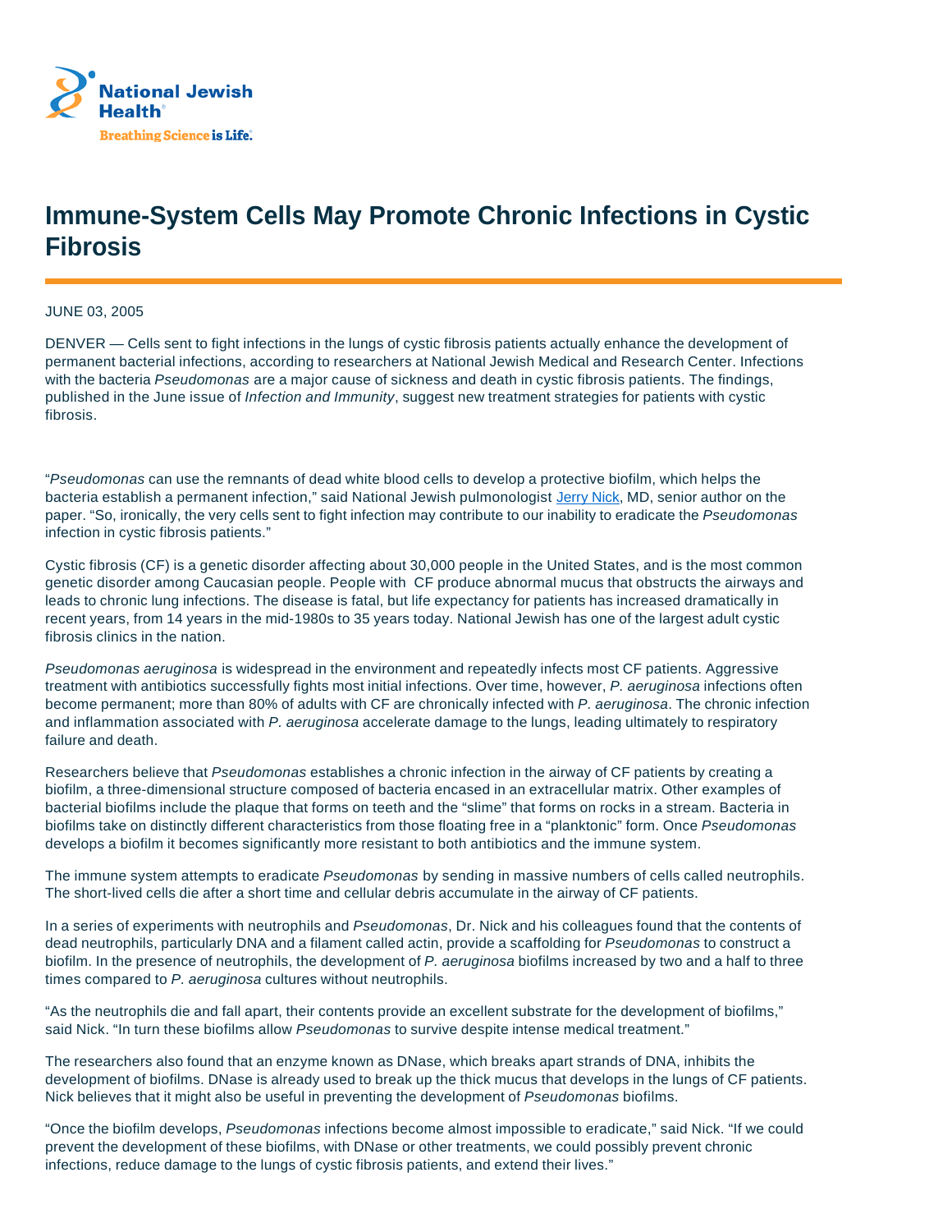National Jewish Health®

Breathing Science is Life.®

# Immune-System Cells May Promote Chronic Infections in Cystic Fibrosis

JUNE 03, 2005

DENVER — Cells sent to fight infections in the lungs of cystic fibrosis patients actually enhance the development of permanent bacterial infections, according to researchers at National Jewish Medical and Research Center. Infections with the bacteria *Pseudomonas* are a major cause of sickness and death in cystic fibrosis patients. The findings, published in the June issue of *Infection and Immunity*, suggest new treatment strategies for patients with cystic fibrosis.

"*Pseudomonas* can use the remnants of dead white blood cells to develop a protective biofilm, which helps the bacteria establish a permanent infection," said National Jewish pulmonologist Jerry Nick, MD, senior author on the paper. "So, ironically, the very cells sent to fight infection may contribute to our inability to eradicate the *Pseudomonas* infection in cystic fibrosis patients."

Cystic fibrosis (CF) is a genetic disorder affecting about 30,000 people in the United States, and is the most common genetic disorder among Caucasian people. People with CF produce abnormal mucus that obstructs the airways and leads to chronic lung infections. The disease is fatal, but life expectancy for patients has increased dramatically in recent years, from 14 years in the mid-1980s to 35 years today. National Jewish has one of the largest adult cystic fibrosis clinics in the nation.

*Pseudomonas aeruginosa* is widespread in the environment and repeatedly infects most CF patients. Aggressive treatment with antibiotics successfully fights most initial infections. Over time, however, *P. aeruginosa* infections often become permanent; more than 80% of adults with CF are chronically infected with *P. aeruginosa*. The chronic infection and inflammation associated with *P. aeruginosa* accelerate damage to the lungs, leading ultimately to respiratory failure and death.

Researchers believe that *Pseudomonas* establishes a chronic infection in the airway of CF patients by creating a biofilm, a three-dimensional structure composed of bacteria encased in an extracellular matrix. Other examples of bacterial biofilms include the plaque that forms on teeth and the "slime" that forms on rocks in a stream. Bacteria in biofilms take on distinctly different characteristics from those floating free in a "planktonic" form. Once *Pseudomonas* develops a biofilm it becomes significantly more resistant to both antibiotics and the immune system.

The immune system attempts to eradicate *Pseudomonas* by sending in massive numbers of cells called neutrophils. The short-lived cells die after a short time and cellular debris accumulate in the airway of CF patients.

In a series of experiments with neutrophils and *Pseudomonas*, Dr. Nick and his colleagues found that the contents of dead neutrophils, particularly DNA and a filament called actin, provide a scaffolding for *Pseudomonas* to construct a biofilm. In the presence of neutrophils, the development of *P. aeruginosa* biofilms increased by two and a half to three times compared to *P. aeruginosa* cultures without neutrophils.

"As the neutrophils die and fall apart, their contents provide an excellent substrate for the development of biofilms," said Nick. "In turn these biofilms allow *Pseudomonas* to survive despite intense medical treatment."

The researchers also found that an enzyme known as DNase, which breaks apart strands of DNA, inhibits the development of biofilms. DNase is already used to break up the thick mucus that develops in the lungs of CF patients. Nick believes that it might also be useful in preventing the development of *Pseudomonas* biofilms.

"Once the biofilm develops, *Pseudomonas* infections become almost impossible to eradicate," said Nick. "If we could prevent the development of these biofilms, with DNase or other treatments, we could possibly prevent chronic infections, reduce damage to the lungs of cystic fibrosis patients, and extend their lives."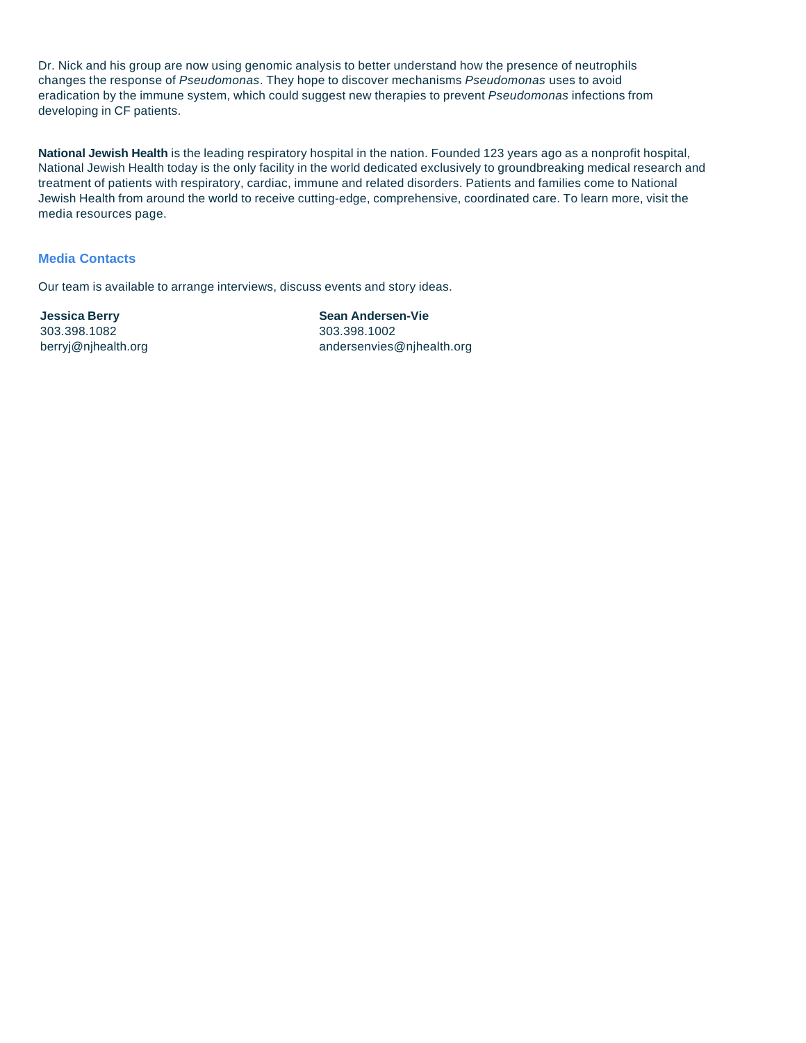Dr. Nick and his group are now using genomic analysis to better understand how the presence of neutrophils changes the response of *Pseudomonas*. They hope to discover mechanisms *Pseudomonas* uses to avoid eradication by the immune system, which could suggest new therapies to prevent *Pseudomonas* infections from developing in CF patients.

**National Jewish Health** is the leading respiratory hospital in the nation. Founded 123 years ago as a nonprofit hospital, National Jewish Health today is the only facility in the world dedicated exclusively to groundbreaking medical research and treatment of patients with respiratory, cardiac, immune and related disorders. Patients and families come to National Jewish Health from around the world to receive cutting-edge, comprehensive, coordinated care. To learn more, visit the media resources page.

## Media Contacts

Our team is available to arrange interviews, discuss events and story ideas.

**Jessica Berry**
303.398.1082
berryj@njhealth.org

**Sean Andersen-Vie**
303.398.1002
andersenvies@njhealth.org